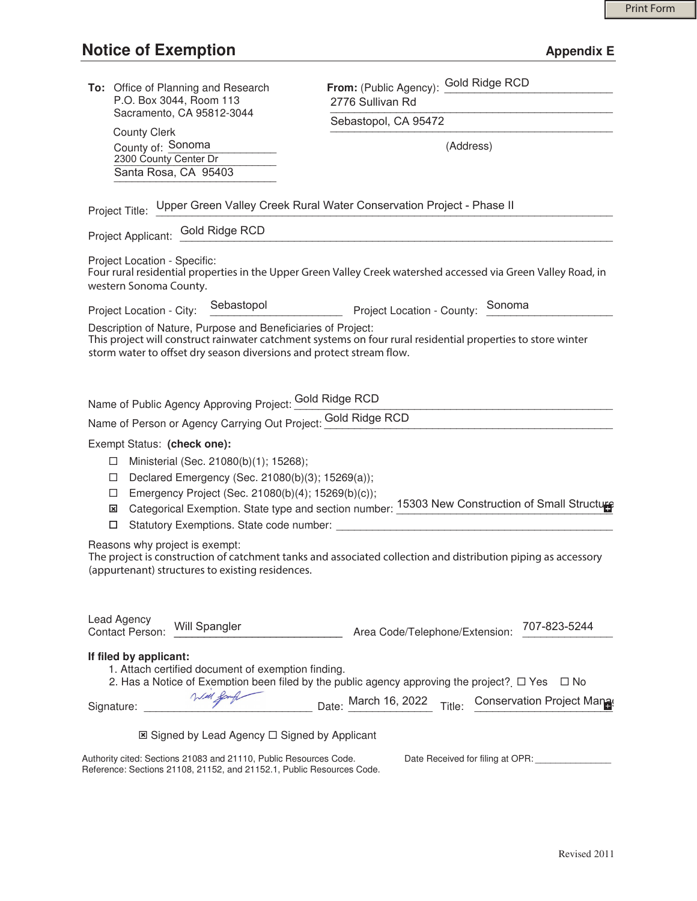Print Form

# Notice of Exemption

**Appendix E**

**To:** Office of Planning and Research
P.O. Box 3044, Room 113
Sacramento, CA 95812-3044

County Clerk
County of: Sonoma
2300 County Center Dr
Santa Rosa, CA 95403

**From:** (Public Agency): Gold Ridge RCD
2776 Sullivan Rd
Sebastopol, CA 95472
(Address)

Project Title: Upper Green Valley Creek Rural Water Conservation Project - Phase II

Project Applicant: Gold Ridge RCD

Project Location - Specific:
Four rural residential properties in the Upper Green Valley Creek watershed accessed via Green Valley Road, in western Sonoma County.

Project Location - City: Sebastopol Project Location - County: Sonoma

Description of Nature, Purpose and Beneficiaries of Project:
This project will construct rainwater catchment systems on four rural residential properties to store winter storm water to offset dry season diversions and protect stream flow.

Name of Public Agency Approving Project: Gold Ridge RCD

Name of Person or Agency Carrying Out Project: Gold Ridge RCD

Exempt Status: **(check one):**

- ☐ Ministerial (Sec. 21080(b)(1); 15268);
- ☐ Declared Emergency (Sec. 21080(b)(3); 15269(a));
- ☐ Emergency Project (Sec. 21080(b)(4); 15269(b)(c));
- ☒ Categorical Exemption. State type and section number: 15303 New Construction of Small Structure
- ☐ Statutory Exemptions. State code number: ______

Reasons why project is exempt:
The project is construction of catchment tanks and associated collection and distribution piping as accessory (appurtenant) structures to existing residences.

Lead Agency Contact Person: Will Spangler Area Code/Telephone/Extension: 707-823-5244

**If filed by applicant:**

1. Attach certified document of exemption finding.
2. Has a Notice of Exemption been filed by the public agency approving the project? ☐ Yes ☐ No

Signature: [signature] Date: March 16, 2022 Title: Conservation Project Manag

☒ Signed by Lead Agency ☐ Signed by Applicant

Authority cited: Sections 21083 and 21110, Public Resources Code.
Reference: Sections 21108, 21152, and 21152.1, Public Resources Code.

Date Received for filing at OPR: ______

Revised 2011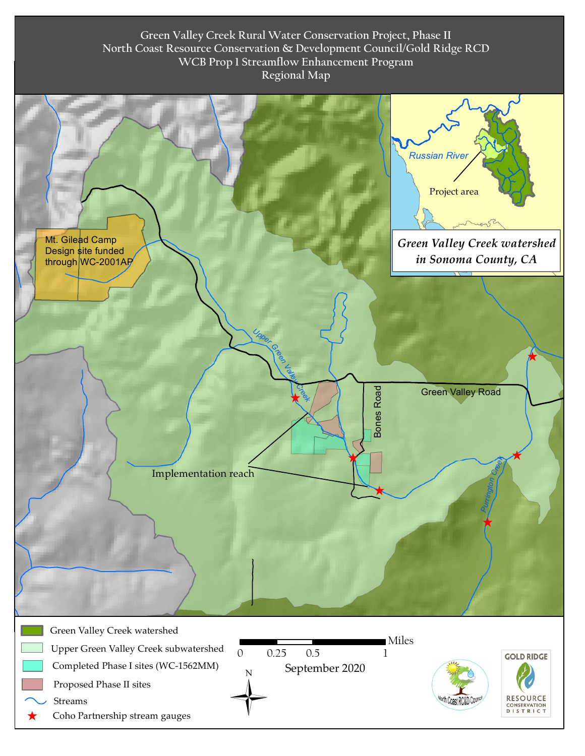# Green Valley Creek Rural Water Conservation Project, Phase II
North Coast Resource Conservation & Development Council/Gold Ridge RCD
WCB Prop 1 Streamflow Enhancement Program
Regional Map

Mt. Gilead Camp Design site funded through WC-2001AP

Upper Green Valley Creek

Green Valley Road

Bones Road

Implementation reach

Purrington Creek

Russian River

Project area

*Green Valley Creek watershed in Sonoma County, CA*

Green Valley Creek watershed
Upper Green Valley Creek subwatershed
Completed Phase I sites (WC-1562MM)
Proposed Phase II sites
Streams
Coho Partnership stream gauges

0 0.25 0.5 1 Miles

September 2020

N

North Coast RC&D Council

GOLD RIDGE RESOURCE CONSERVATION DISTRICT